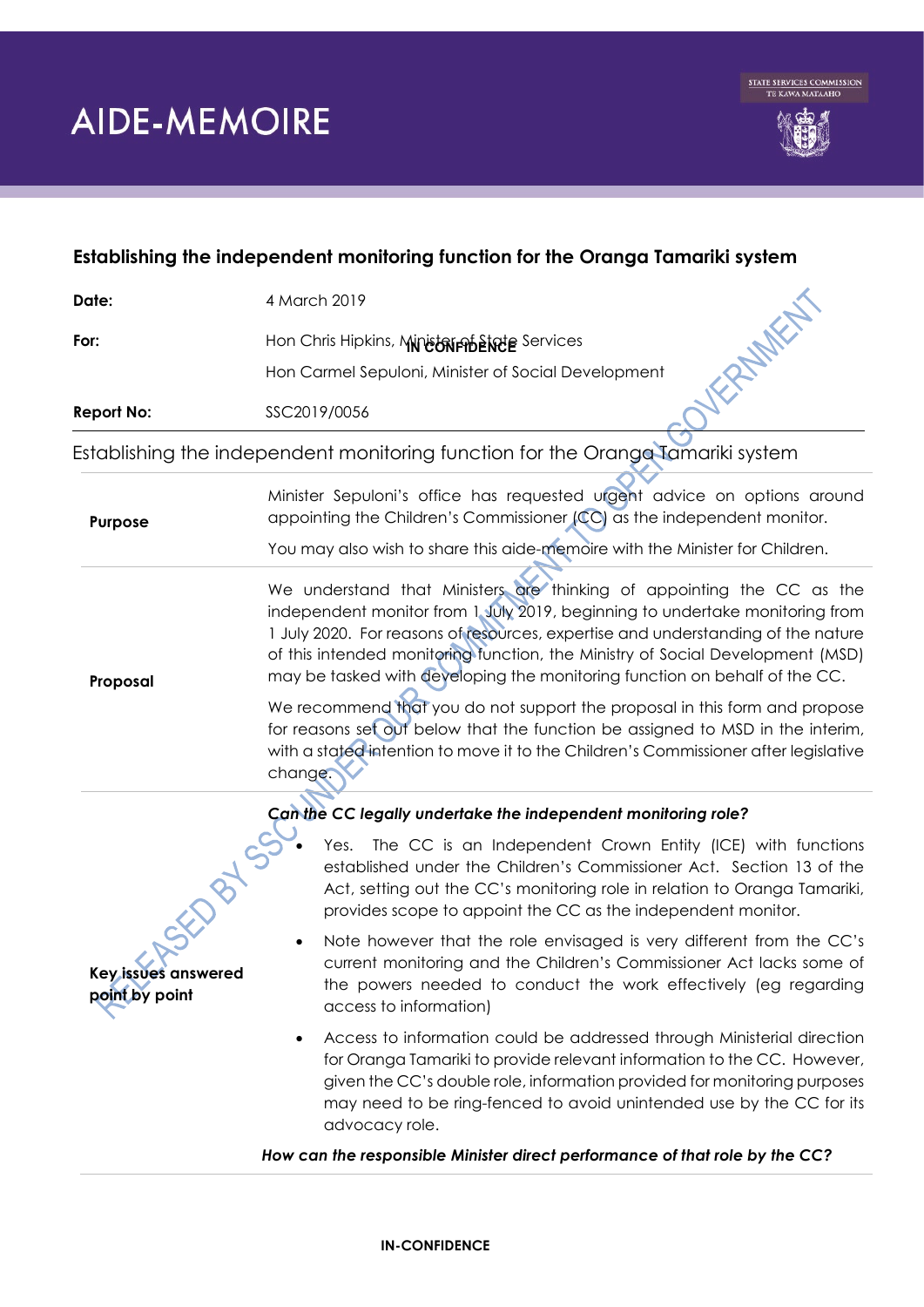# AIDE-MEMOIRE

## Establishing the independent monitoring function for the Oranga Tamariki system

| | |
|---|---|
| **Date:** | 4 March 2019 |
| **For:** | Hon Chris Hipkins, Minister of State Services<br>Hon Carmel Sepuloni, Minister of Social Development |
| **Report No:** | SSC2019/0056 |

Establishing the independent monitoring function for the Oranga Tamariki system

| | |
|---|---|
| **Purpose** | Minister Sepuloni's office has requested urgent advice on options around appointing the Children's Commissioner (CC) as the independent monitor.<br><br>You may also wish to share this aide-memoire with the Minister for Children. |
| **Proposal** | We understand that Ministers are thinking of appointing the CC as the independent monitor from 1 July 2019, beginning to undertake monitoring from 1 July 2020. For reasons of resources, expertise and understanding of the nature of this intended monitoring function, the Ministry of Social Development (MSD) may be tasked with developing the monitoring function on behalf of the CC.<br><br>We recommend that you do not support the proposal in this form and propose for reasons set out below that the function be assigned to MSD in the interim, with a stated intention to move it to the Children's Commissioner after legislative change. |
| **Key issues answered point by point** | ***Can the CC legally undertake the independent monitoring role?***<br><br>• Yes. The CC is an Independent Crown Entity (ICE) with functions established under the Children's Commissioner Act. Section 13 of the Act, setting out the CC's monitoring role in relation to Oranga Tamariki, provides scope to appoint the CC as the independent monitor.<br><br>• Note however that the role envisaged is very different from the CC's current monitoring and the Children's Commissioner Act lacks some of the powers needed to conduct the work effectively (eg regarding access to information)<br><br>• Access to information could be addressed through Ministerial direction for Oranga Tamariki to provide relevant information to the CC. However, given the CC's double role, information provided for monitoring purposes may need to be ring-fenced to avoid unintended use by the CC for its advocacy role.<br><br>***How can the responsible Minister direct performance of that role by the CC?*** |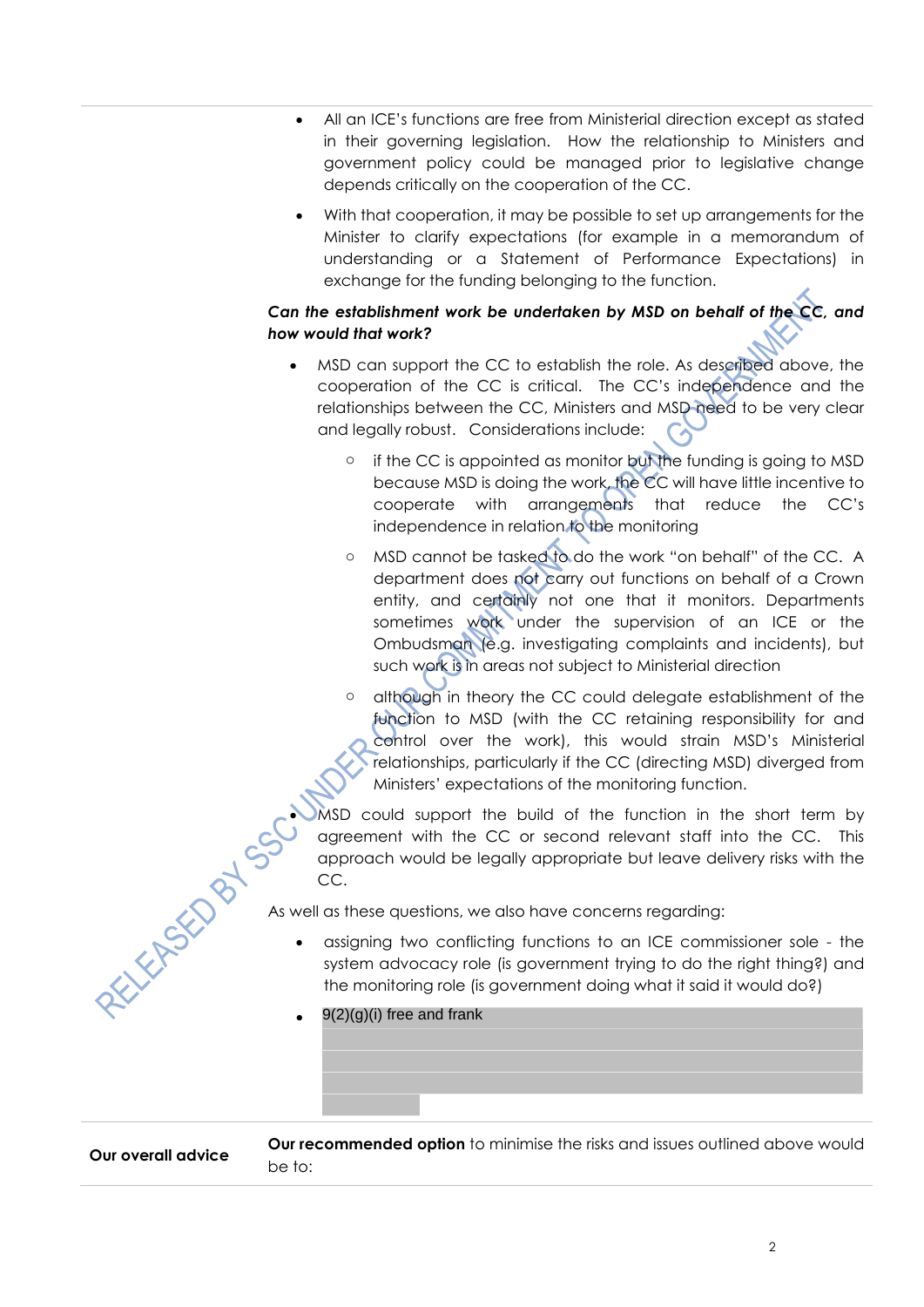- All an ICE's functions are free from Ministerial direction except as stated in their governing legislation. How the relationship to Ministers and government policy could be managed prior to legislative change depends critically on the cooperation of the CC.
- With that cooperation, it may be possible to set up arrangements for the Minister to clarify expectations (for example in a memorandum of understanding or a Statement of Performance Expectations) in exchange for the funding belonging to the function.

***Can the establishment work be undertaken by MSD on behalf of the CC, and how would that work?***

- MSD can support the CC to establish the role. As described above, the cooperation of the CC is critical. The CC's independence and the relationships between the CC, Ministers and MSD need to be very clear and legally robust. Considerations include:
  - if the CC is appointed as monitor but the funding is going to MSD because MSD is doing the work, the CC will have little incentive to cooperate with arrangements that reduce the CC's independence in relation to the monitoring
  - MSD cannot be tasked to do the work "on behalf" of the CC. A department does not carry out functions on behalf of a Crown entity, and certainly not one that it monitors. Departments sometimes work under the supervision of an ICE or the Ombudsman (e.g. investigating complaints and incidents), but such work is in areas not subject to Ministerial direction
  - although in theory the CC could delegate establishment of the function to MSD (with the CC retaining responsibility for and control over the work), this would strain MSD's Ministerial relationships, particularly if the CC (directing MSD) diverged from Ministers' expectations of the monitoring function.
- MSD could support the build of the function in the short term by agreement with the CC or second relevant staff into the CC. This approach would be legally appropriate but leave delivery risks with the CC.

As well as these questions, we also have concerns regarding:

- assigning two conflicting functions to an ICE commissioner sole - the system advocacy role (is government trying to do the right thing?) and the monitoring role (is government doing what it said it would do?)
- 9(2)(g)(i) free and frank

**Our overall advice** | **Our recommended option** to minimise the risks and issues outlined above would be to: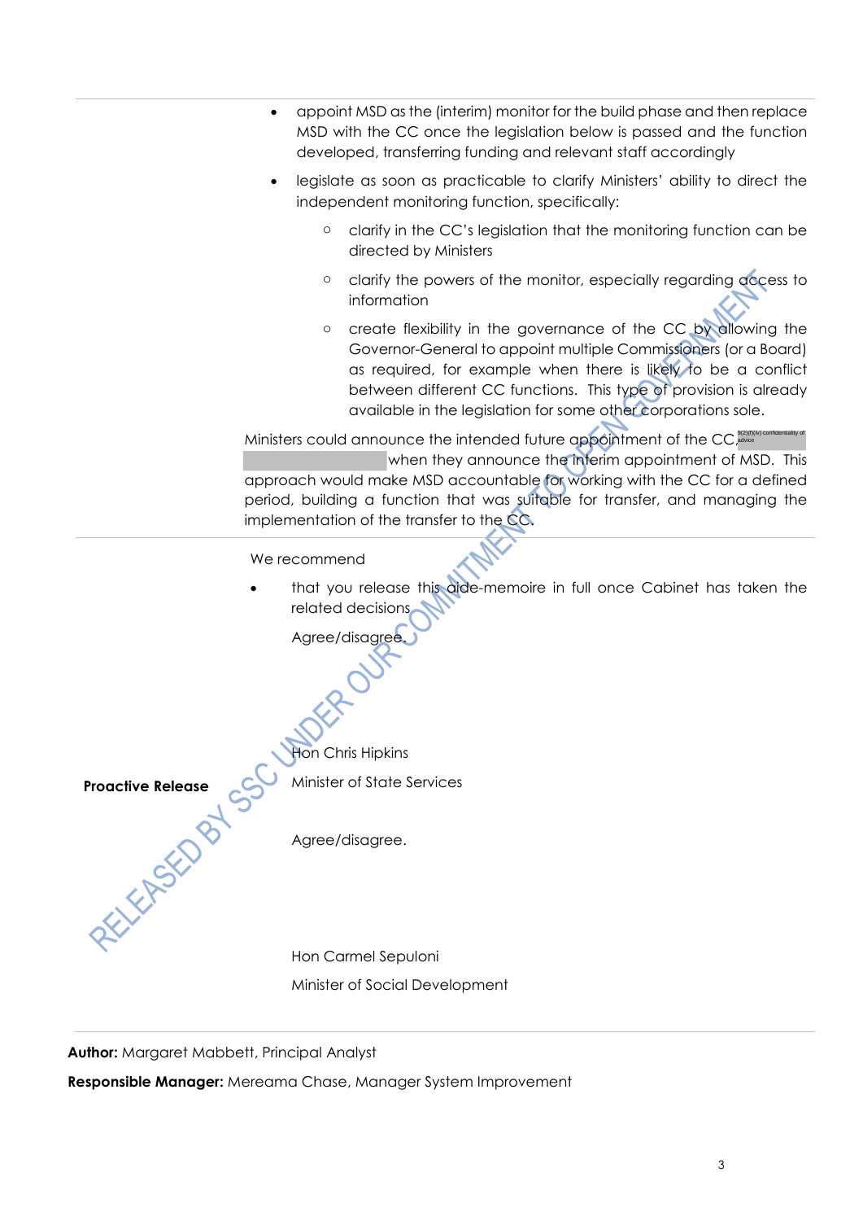- appoint MSD as the (interim) monitor for the build phase and then replace MSD with the CC once the legislation below is passed and the function developed, transferring funding and relevant staff accordingly
- legislate as soon as practicable to clarify Ministers' ability to direct the independent monitoring function, specifically:
  - clarify in the CC's legislation that the monitoring function can be directed by Ministers
  - clarify the powers of the monitor, especially regarding access to information
  - create flexibility in the governance of the CC by allowing the Governor-General to appoint multiple Commissioners (or a Board) as required, for example when there is likely to be a conflict between different CC functions. This type of provision is already available in the legislation for some other corporations sole.

Ministers could announce the intended future appointment of the CC, 9(2)(f)(iv) confidentiality of advice when they announce the interim appointment of MSD. This approach would make MSD accountable for working with the CC for a defined period, building a function that was suitable for transfer, and managing the implementation of the transfer to the CC.

**Proactive Release**

We recommend

- that you release this aide-memoire in full once Cabinet has taken the related decisions

Agree/disagree.

Hon Chris Hipkins
Minister of State Services

Agree/disagree.

Hon Carmel Sepuloni
Minister of Social Development

**Author:** Margaret Mabbett, Principal Analyst

**Responsible Manager:** Mereama Chase, Manager System Improvement

RELEASED BY SSC UNDER OUR COMMITMENT TO OPEN GOVERNMENT